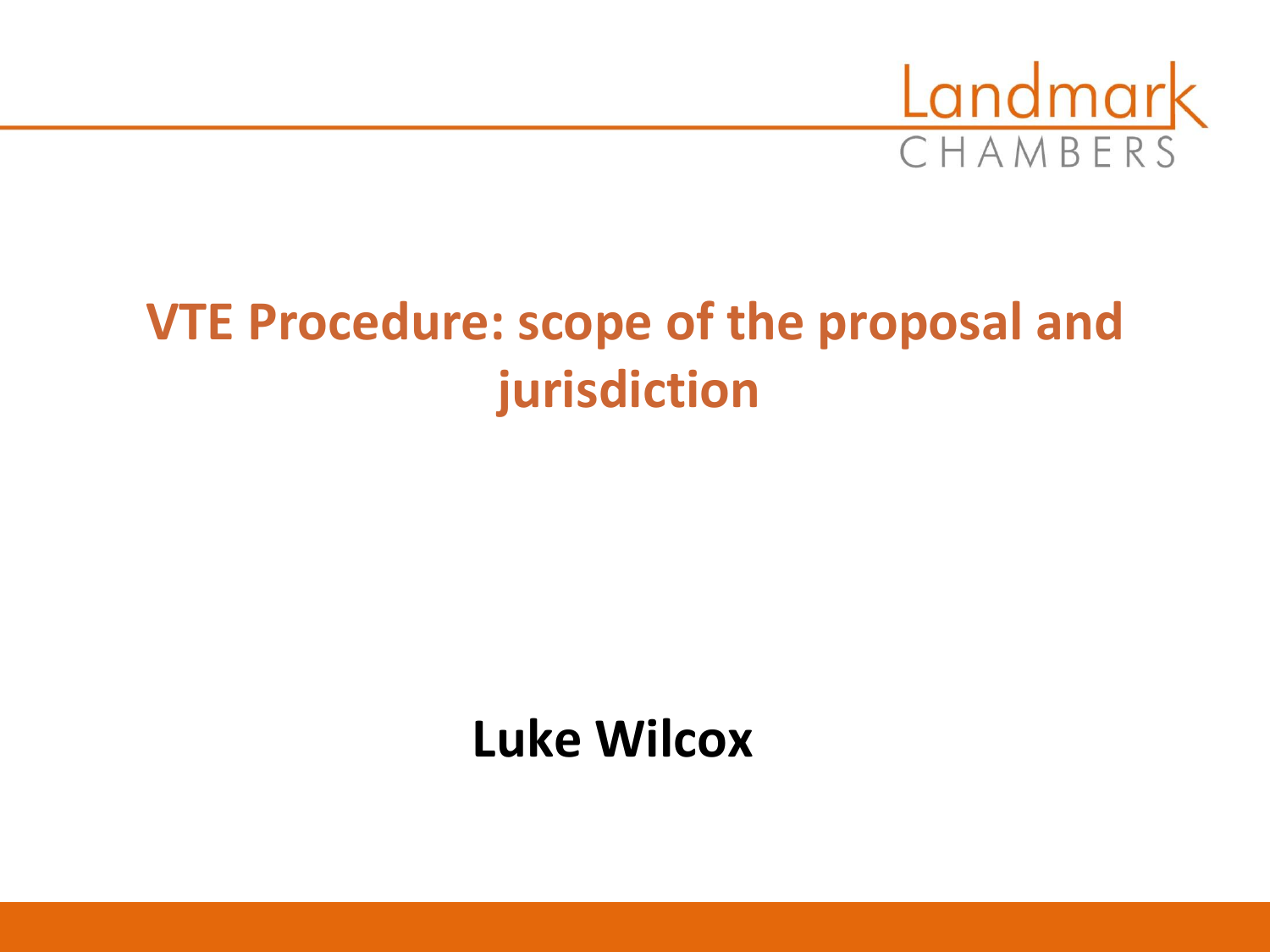Landmark CHAMBERS

# VTE Procedure: scope of the proposal and jurisdiction

**Luke Wilcox**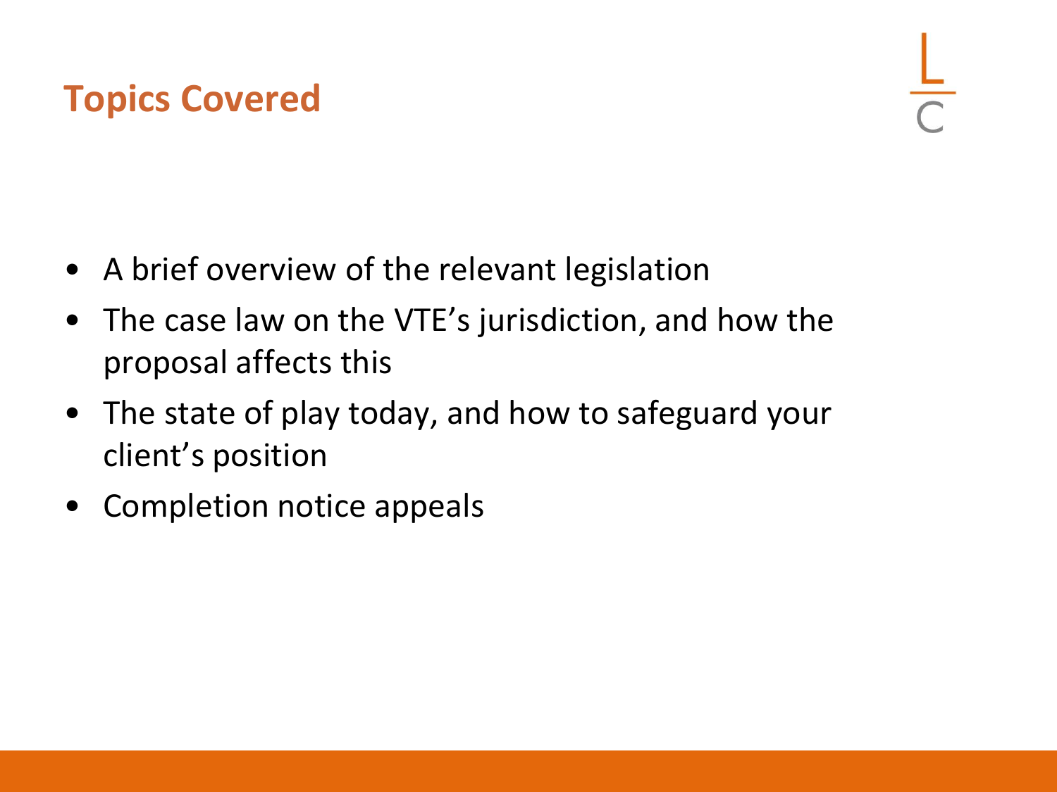## Topics Covered

- A brief overview of the relevant legislation
- The case law on the VTE's jurisdiction, and how the proposal affects this
- The state of play today, and how to safeguard your client's position
- Completion notice appeals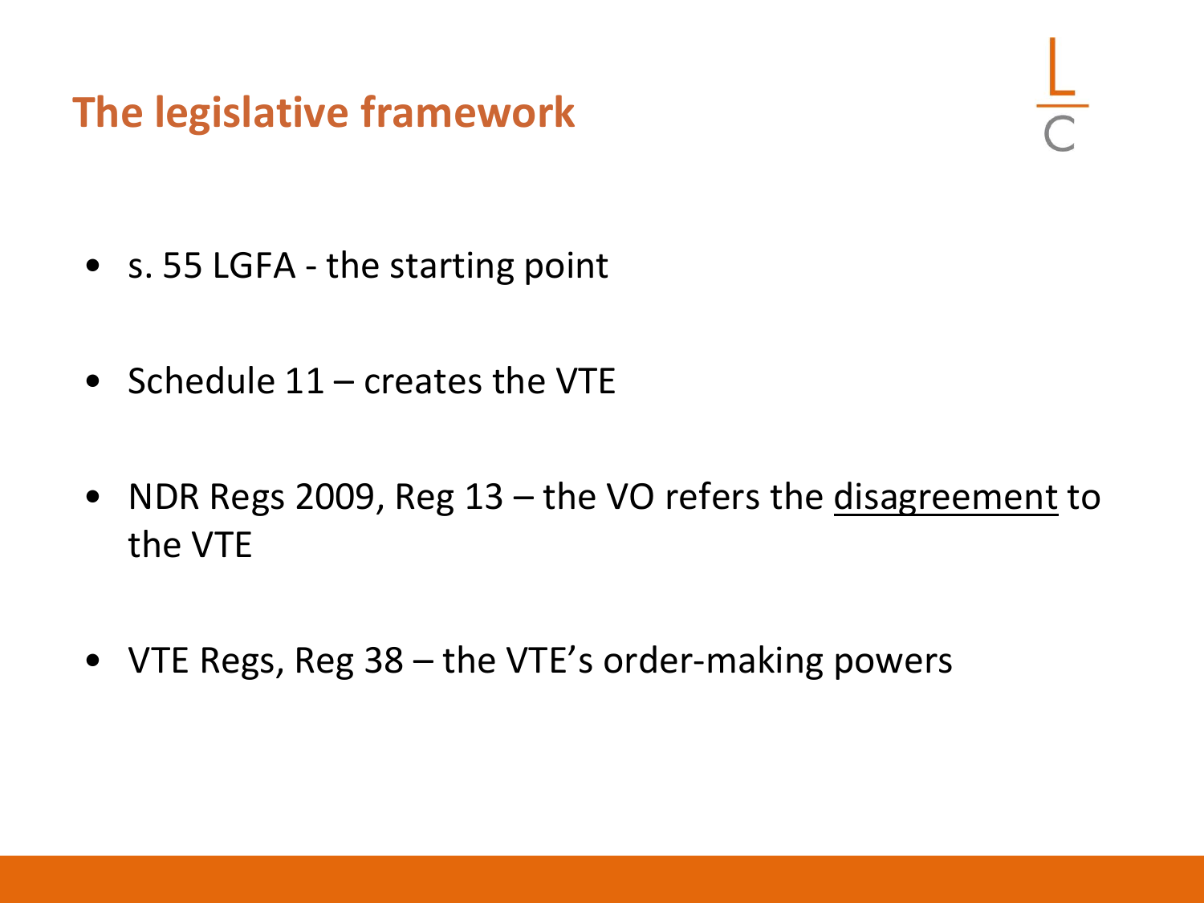# The legislative framework

- s. 55 LGFA - the starting point
- Schedule 11 – creates the VTE
- NDR Regs 2009, Reg 13 – the VO refers the <u>disagreement</u> to the VTE
- VTE Regs, Reg 38 – the VTE's order-making powers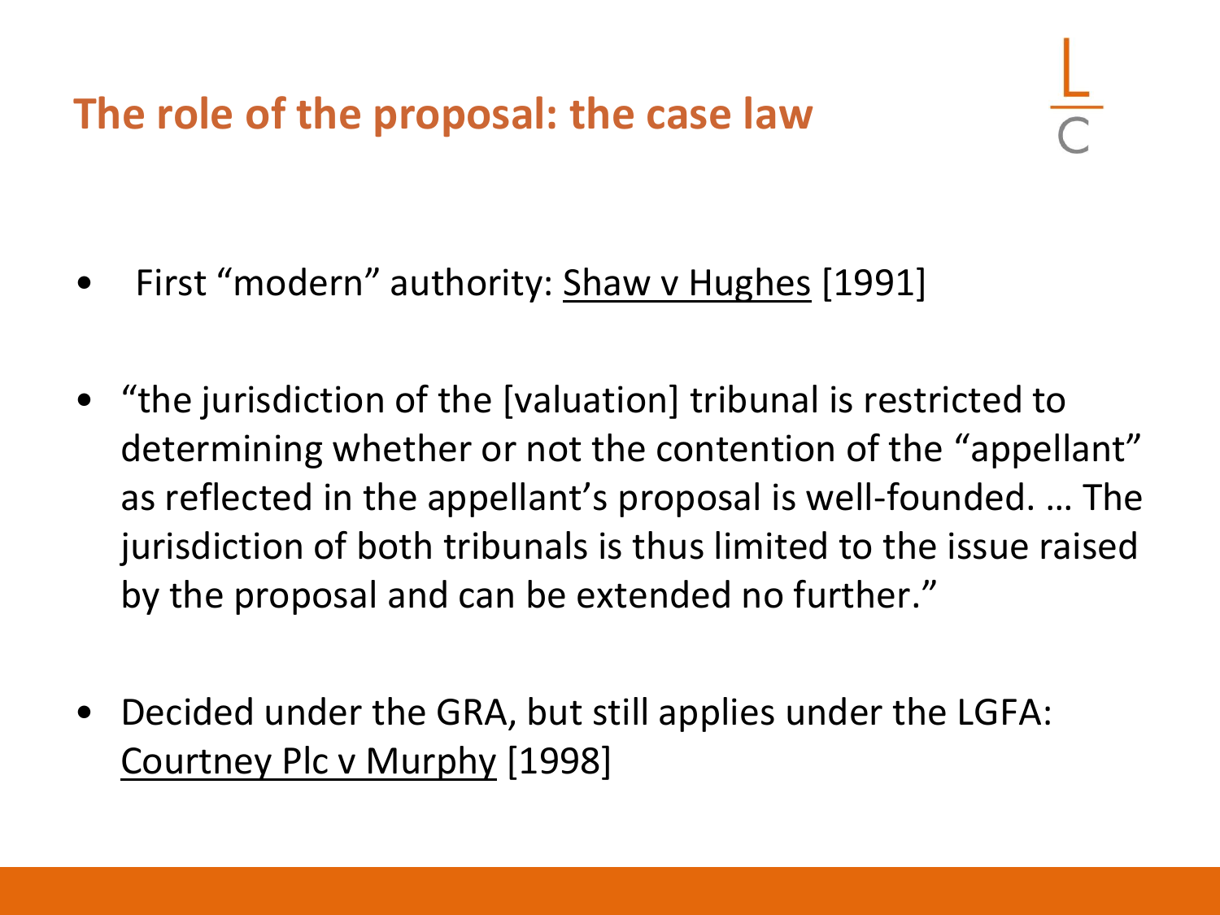## The role of the proposal: the case law

- First "modern" authority: Shaw v Hughes [1991]

- "the jurisdiction of the [valuation] tribunal is restricted to determining whether or not the contention of the "appellant" as reflected in the appellant's proposal is well-founded. … The jurisdiction of both tribunals is thus limited to the issue raised by the proposal and can be extended no further."

- Decided under the GRA, but still applies under the LGFA: Courtney Plc v Murphy [1998]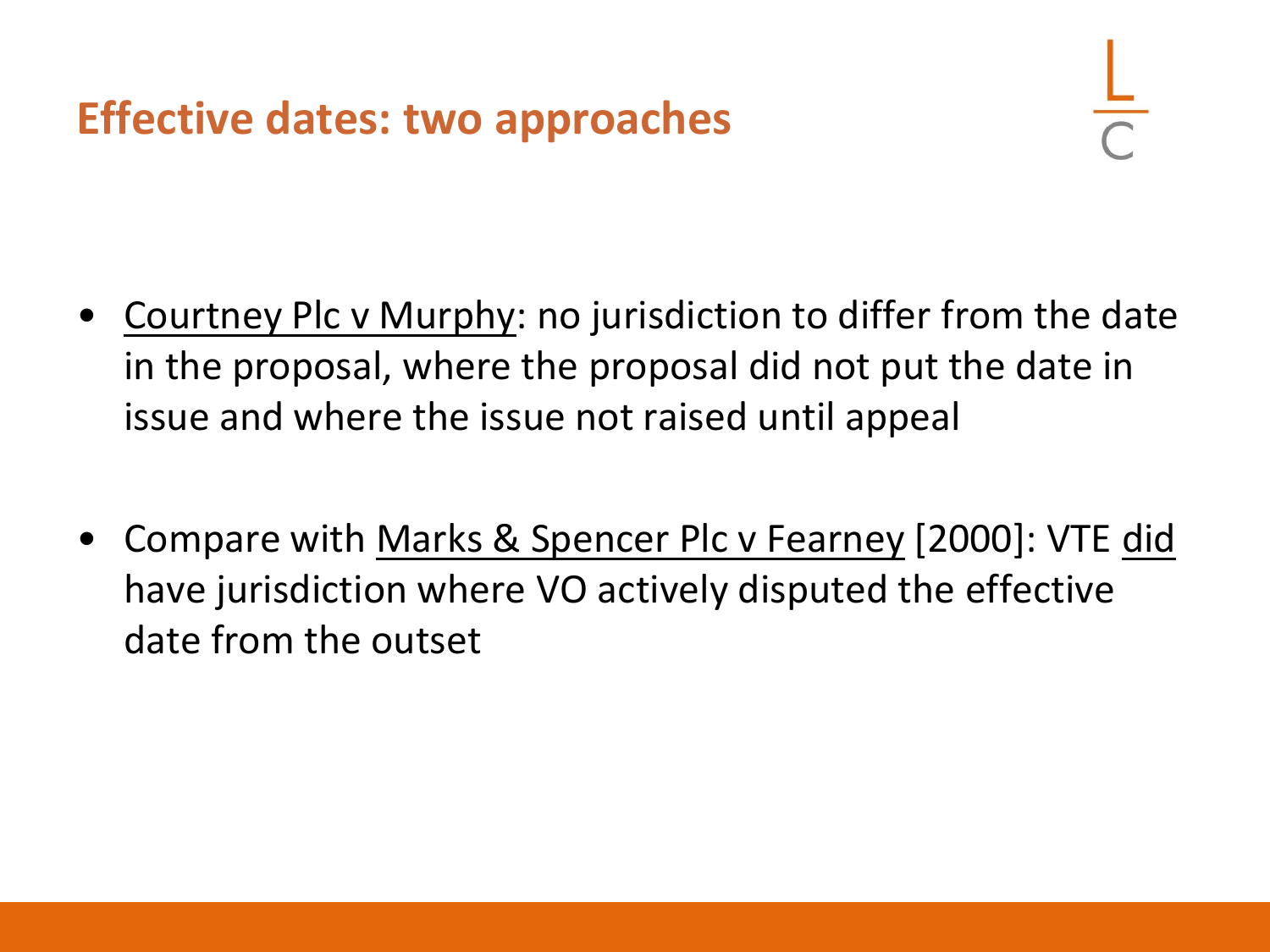## Effective dates: two approaches

- <u>Courtney Plc v Murphy</u>: no jurisdiction to differ from the date in the proposal, where the proposal did not put the date in issue and where the issue not raised until appeal

- Compare with <u>Marks & Spencer Plc v Fearney</u> [2000]: VTE <u>did</u> have jurisdiction where VO actively disputed the effective date from the outset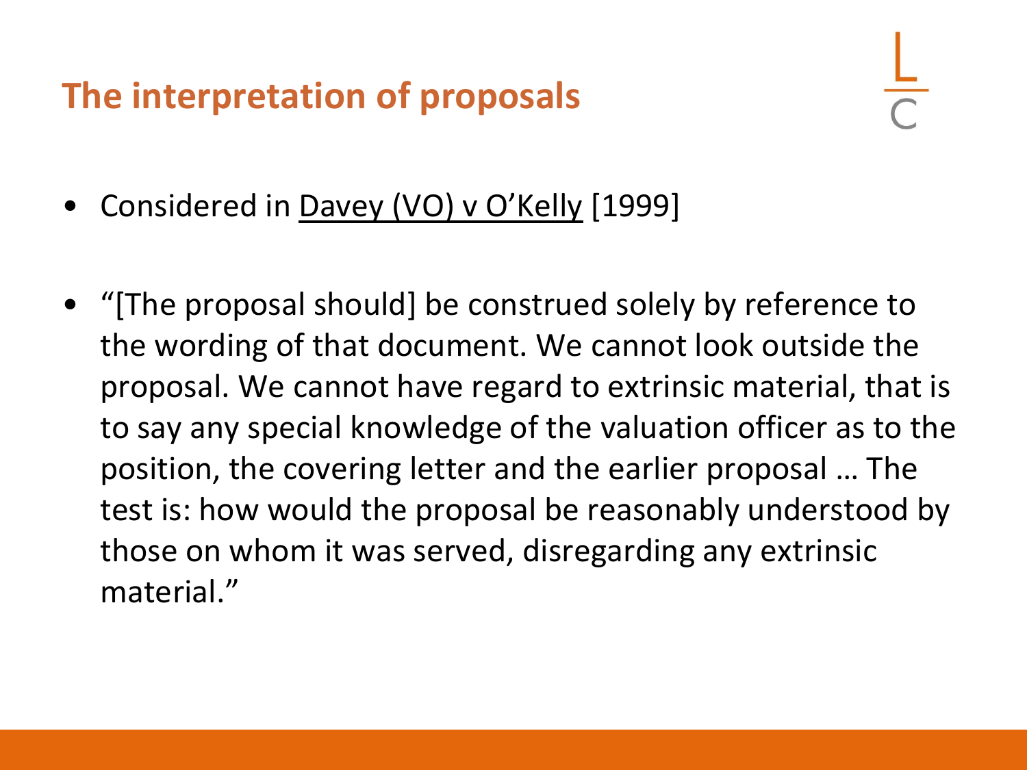## The interpretation of proposals

- Considered in Davey (VO) v O'Kelly [1999]
- "[The proposal should] be construed solely by reference to the wording of that document. We cannot look outside the proposal. We cannot have regard to extrinsic material, that is to say any special knowledge of the valuation officer as to the position, the covering letter and the earlier proposal … The test is: how would the proposal be reasonably understood by those on whom it was served, disregarding any extrinsic material."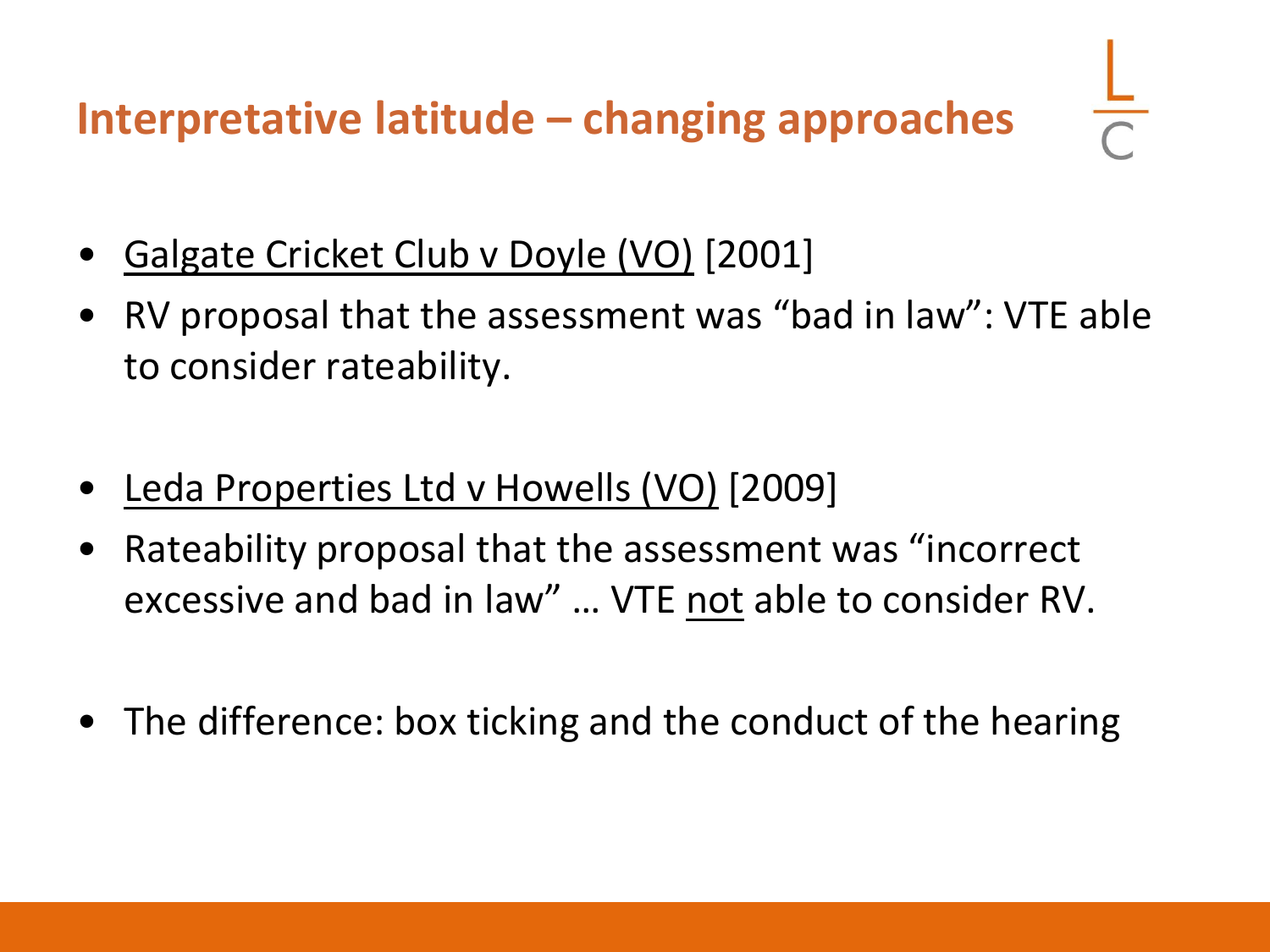## Interpretative latitude – changing approaches

- Galgate Cricket Club v Doyle (VO) [2001]
- RV proposal that the assessment was "bad in law": VTE able to consider rateability.
- Leda Properties Ltd v Howells (VO) [2009]
- Rateability proposal that the assessment was "incorrect excessive and bad in law" … VTE not able to consider RV.
- The difference: box ticking and the conduct of the hearing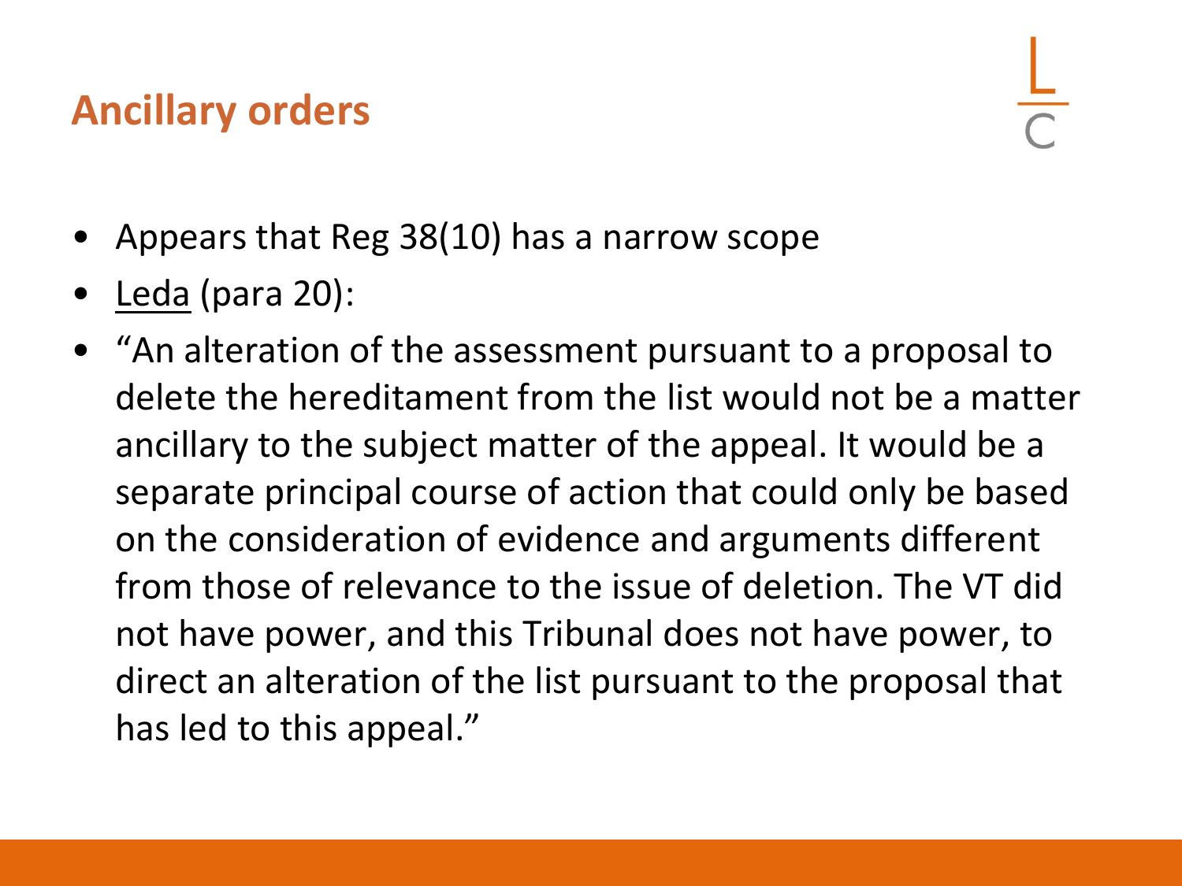## Ancillary orders

- Appears that Reg 38(10) has a narrow scope
- Leda (para 20):
- "An alteration of the assessment pursuant to a proposal to delete the hereditament from the list would not be a matter ancillary to the subject matter of the appeal. It would be a separate principal course of action that could only be based on the consideration of evidence and arguments different from those of relevance to the issue of deletion. The VT did not have power, and this Tribunal does not have power, to direct an alteration of the list pursuant to the proposal that has led to this appeal."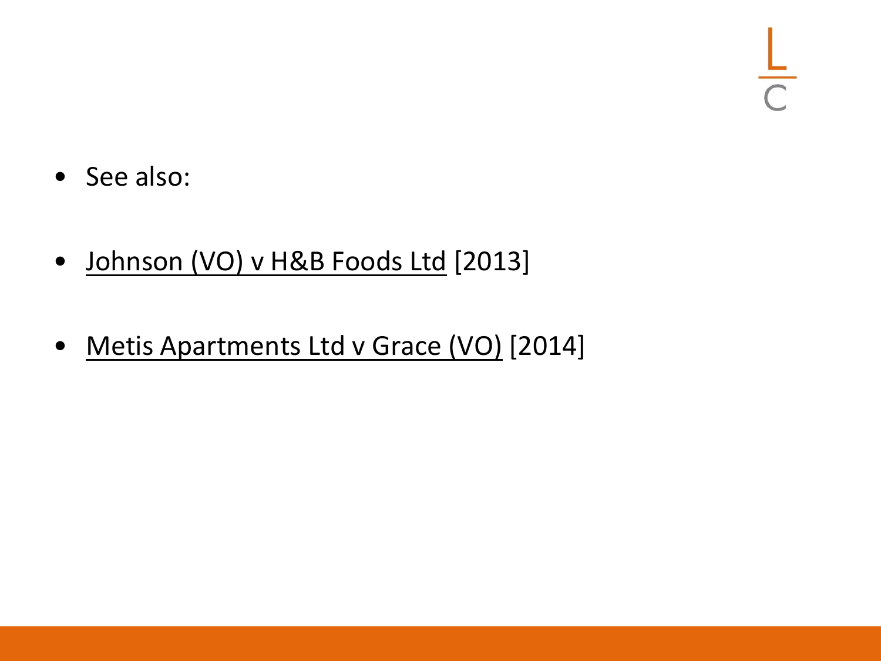- See also:

- Johnson (VO) v H&B Foods Ltd [2013]

- Metis Apartments Ltd v Grace (VO) [2014]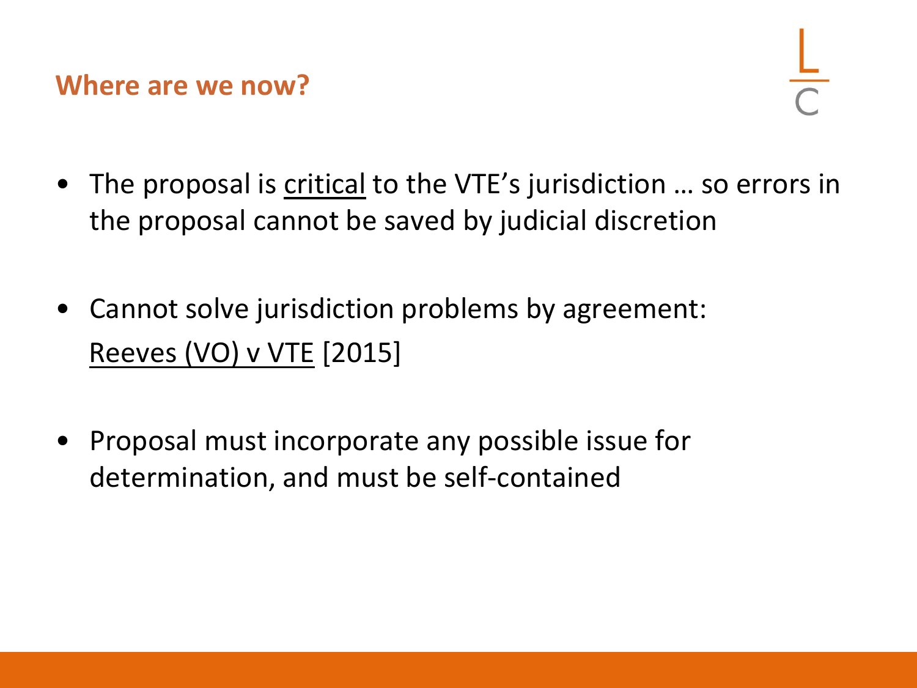## Where are we now?

- The proposal is <u>critical</u> to the VTE's jurisdiction … so errors in the proposal cannot be saved by judicial discretion

- Cannot solve jurisdiction problems by agreement: <u>Reeves (VO) v VTE</u> [2015]

- Proposal must incorporate any possible issue for determination, and must be self-contained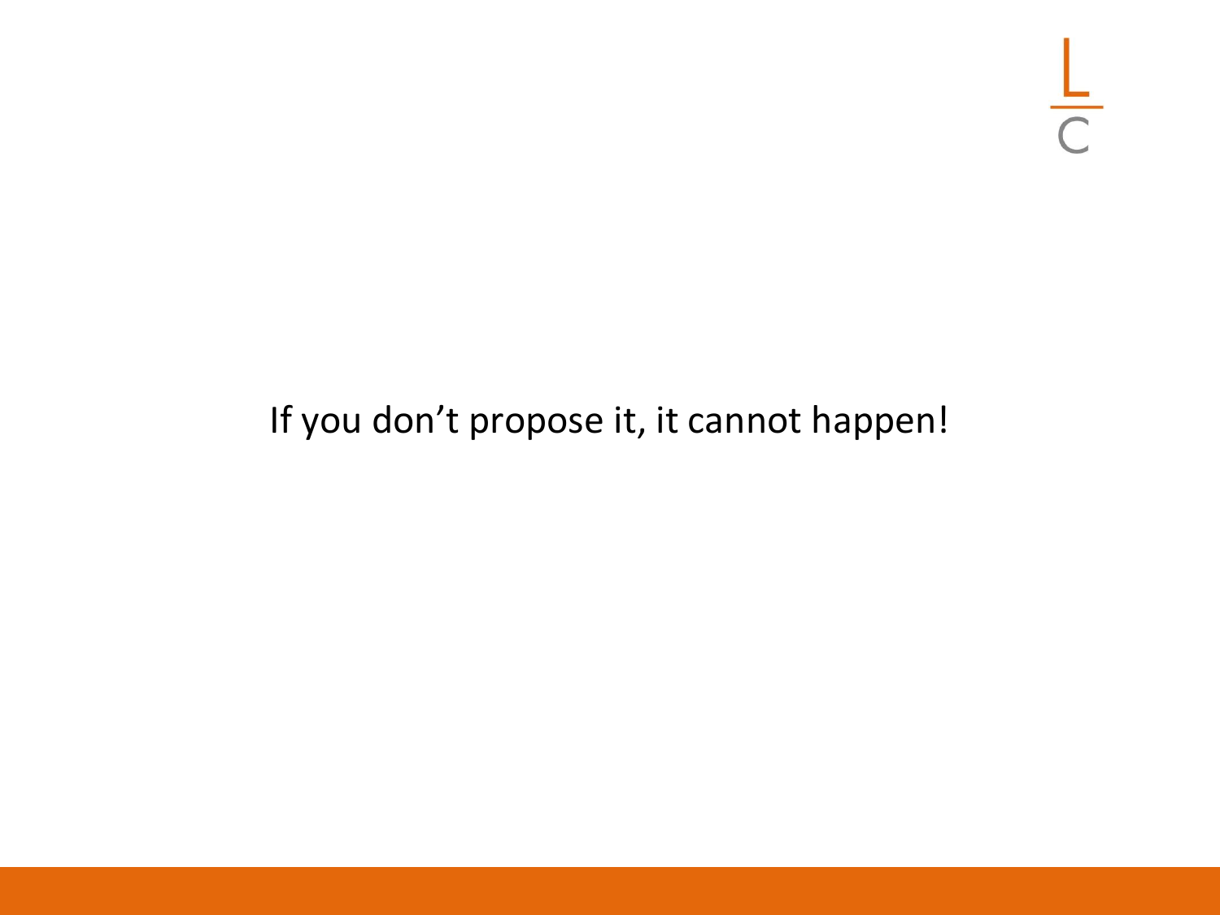If you don’t propose it, it cannot happen!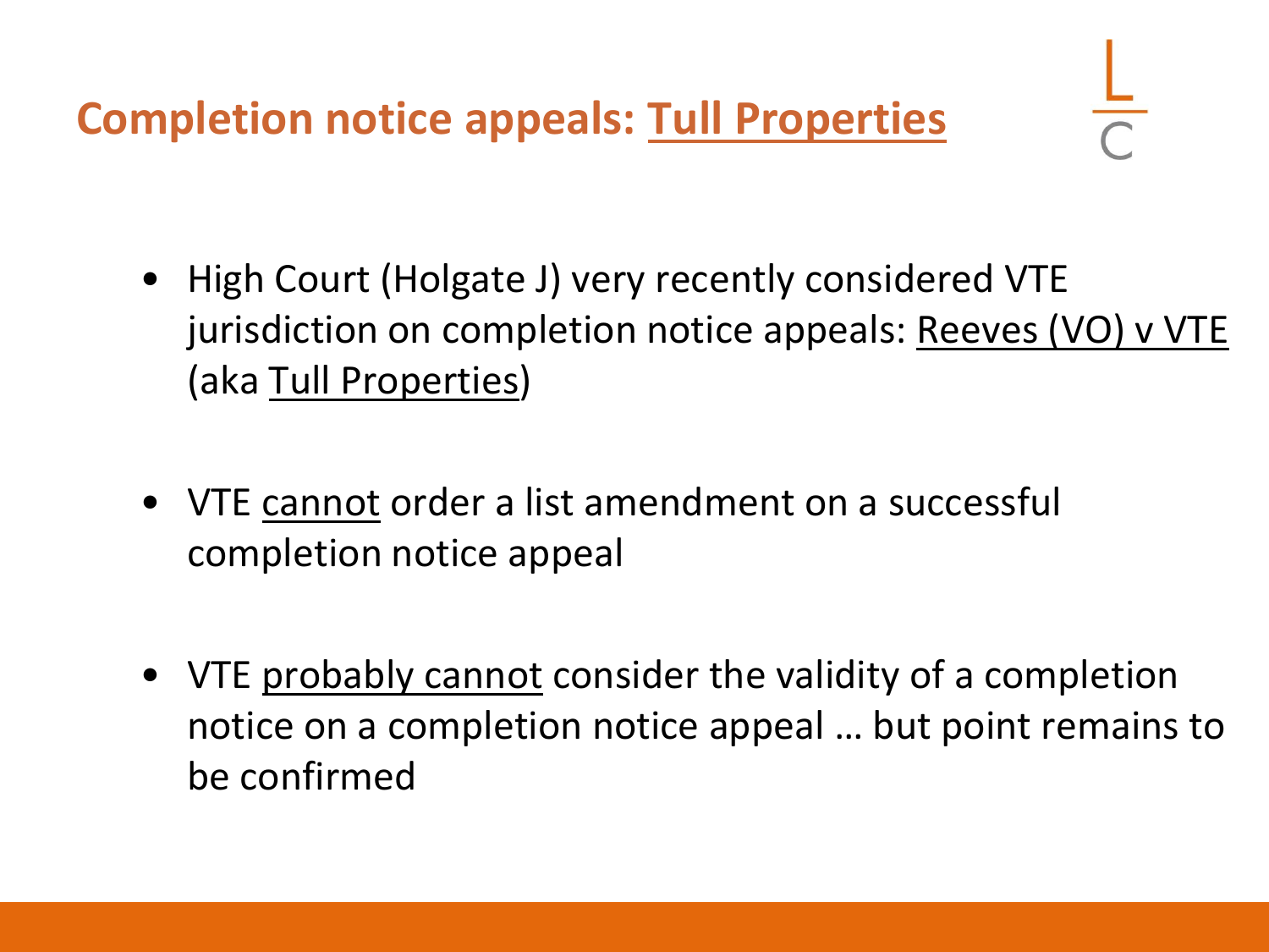## Completion notice appeals: Tull Properties

- High Court (Holgate J) very recently considered VTE jurisdiction on completion notice appeals: Reeves (VO) v VTE (aka Tull Properties)
- VTE cannot order a list amendment on a successful completion notice appeal
- VTE probably cannot consider the validity of a completion notice on a completion notice appeal … but point remains to be confirmed